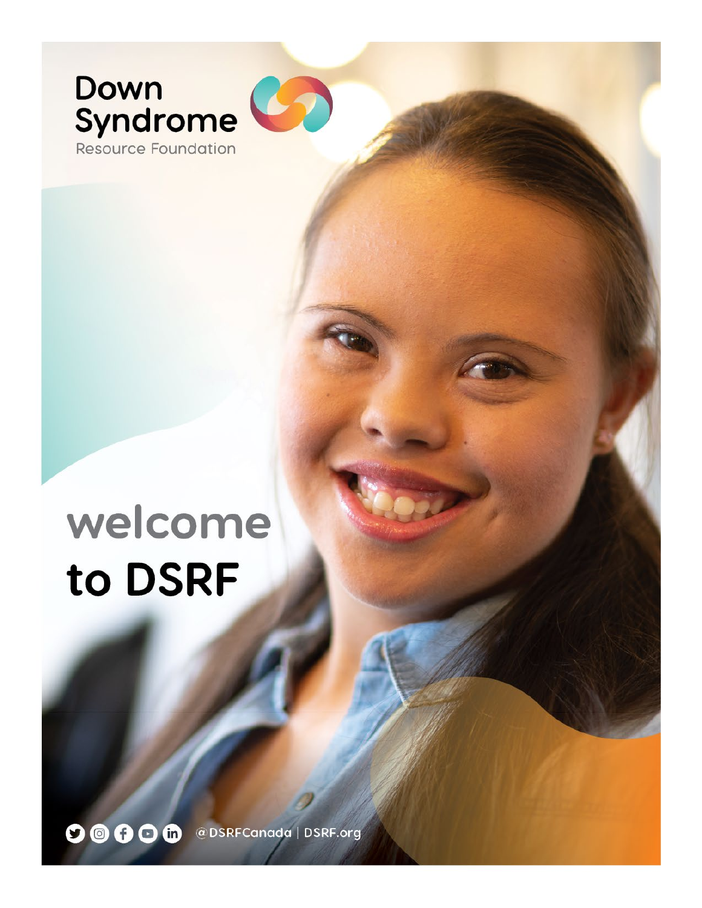Down Syndrome Resource Foundation

# welcome to DSRF

@DSRFCanada | DSRF.org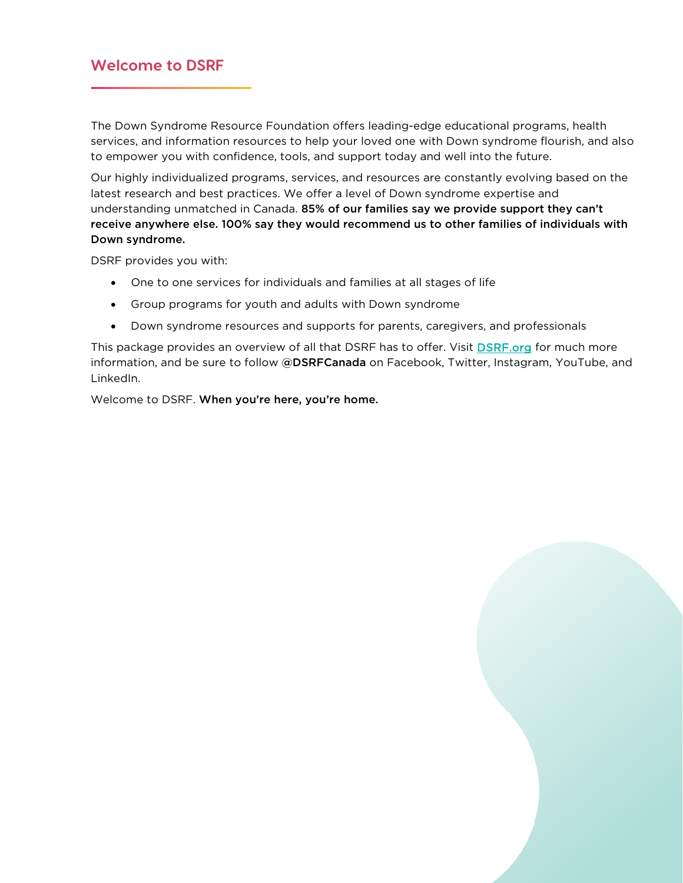## Welcome to DSRF

The Down Syndrome Resource Foundation offers leading-edge educational programs, health services, and information resources to help your loved one with Down syndrome flourish, and also to empower you with confidence, tools, and support today and well into the future.

Our highly individualized programs, services, and resources are constantly evolving based on the latest research and best practices. We offer a level of Down syndrome expertise and understanding unmatched in Canada. **85% of our families say we provide support they can't receive anywhere else. 100% say they would recommend us to other families of individuals with Down syndrome.**

DSRF provides you with:

- One to one services for individuals and families at all stages of life
- Group programs for youth and adults with Down syndrome
- Down syndrome resources and supports for parents, caregivers, and professionals

This package provides an overview of all that DSRF has to offer. Visit [DSRF.org](https://DSRF.org) for much more information, and be sure to follow @**DSRFCanada** on Facebook, Twitter, Instagram, YouTube, and LinkedIn.

Welcome to DSRF. **When you're here, you're home.**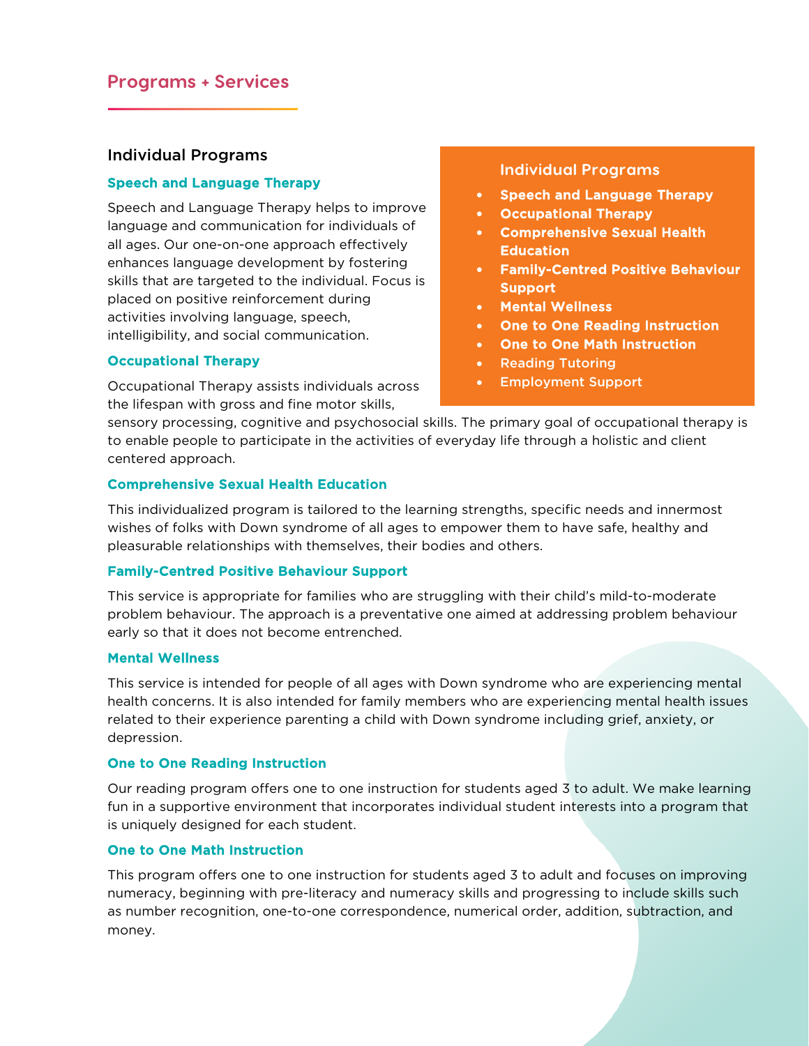## Programs + Services

### Individual Programs

#### Speech and Language Therapy

Speech and Language Therapy helps to improve language and communication for individuals of all ages. Our one-on-one approach effectively enhances language development by fostering skills that are targeted to the individual. Focus is placed on positive reinforcement during activities involving language, speech, intelligibility, and social communication.

#### Occupational Therapy

Occupational Therapy assists individuals across the lifespan with gross and fine motor skills, sensory processing, cognitive and psychosocial skills. The primary goal of occupational therapy is to enable people to participate in the activities of everyday life through a holistic and client centered approach.

#### Comprehensive Sexual Health Education

This individualized program is tailored to the learning strengths, specific needs and innermost wishes of folks with Down syndrome of all ages to empower them to have safe, healthy and pleasurable relationships with themselves, their bodies and others.

#### Family-Centred Positive Behaviour Support

This service is appropriate for families who are struggling with their child's mild-to-moderate problem behaviour. The approach is a preventative one aimed at addressing problem behaviour early so that it does not become entrenched.

#### Mental Wellness

This service is intended for people of all ages with Down syndrome who are experiencing mental health concerns. It is also intended for family members who are experiencing mental health issues related to their experience parenting a child with Down syndrome including grief, anxiety, or depression.

#### One to One Reading Instruction

Our reading program offers one to one instruction for students aged 3 to adult. We make learning fun in a supportive environment that incorporates individual student interests into a program that is uniquely designed for each student.

#### One to One Math Instruction

This program offers one to one instruction for students aged 3 to adult and focuses on improving numeracy, beginning with pre-literacy and numeracy skills and progressing to include skills such as number recognition, one-to-one correspondence, numerical order, addition, subtraction, and money.

**Individual Programs**

- **Speech and Language Therapy**
- **Occupational Therapy**
- **Comprehensive Sexual Health Education**
- **Family-Centred Positive Behaviour Support**
- **Mental Wellness**
- **One to One Reading Instruction**
- **One to One Math Instruction**
- Reading Tutoring
- Employment Support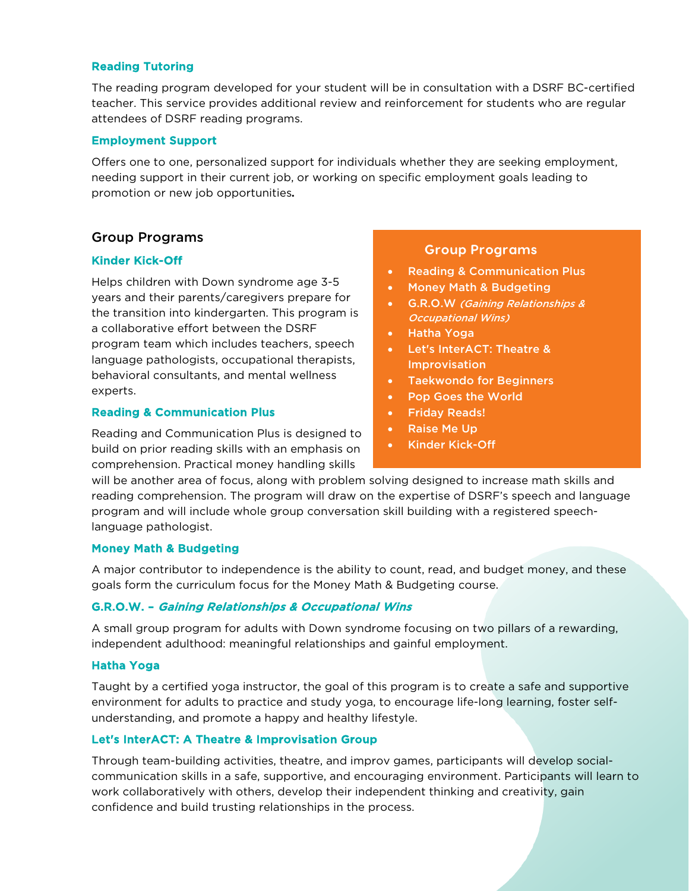### Reading Tutoring

The reading program developed for your student will be in consultation with a DSRF BC-certified teacher. This service provides additional review and reinforcement for students who are regular attendees of DSRF reading programs.

### Employment Support

Offers one to one, personalized support for individuals whether they are seeking employment, needing support in their current job, or working on specific employment goals leading to promotion or new job opportunities**.**

## Group Programs

> **Group Programs**
>
> - Reading & Communication Plus
> - Money Math & Budgeting
> - G.R.O.W *(Gaining Relationships & Occupational Wins)*
> - Hatha Yoga
> - Let's InterACT: Theatre & Improvisation
> - Taekwondo for Beginners
> - Pop Goes the World
> - Friday Reads!
> - Raise Me Up
> - Kinder Kick-Off

### Kinder Kick-Off

Helps children with Down syndrome age 3-5 years and their parents/caregivers prepare for the transition into kindergarten. This program is a collaborative effort between the DSRF program team which includes teachers, speech language pathologists, occupational therapists, behavioral consultants, and mental wellness experts.

### Reading & Communication Plus

Reading and Communication Plus is designed to build on prior reading skills with an emphasis on comprehension. Practical money handling skills will be another area of focus, along with problem solving designed to increase math skills and reading comprehension. The program will draw on the expertise of DSRF's speech and language program and will include whole group conversation skill building with a registered speech-language pathologist.

### Money Math & Budgeting

A major contributor to independence is the ability to count, read, and budget money, and these goals form the curriculum focus for the Money Math & Budgeting course.

### G.R.O.W. – *Gaining Relationships & Occupational Wins*

A small group program for adults with Down syndrome focusing on two pillars of a rewarding, independent adulthood: meaningful relationships and gainful employment.

### Hatha Yoga

Taught by a certified yoga instructor, the goal of this program is to create a safe and supportive environment for adults to practice and study yoga, to encourage life-long learning, foster self-understanding, and promote a happy and healthy lifestyle.

### Let's InterACT: A Theatre & Improvisation Group

Through team-building activities, theatre, and improv games, participants will develop social-communication skills in a safe, supportive, and encouraging environment. Participants will learn to work collaboratively with others, develop their independent thinking and creativity, gain confidence and build trusting relationships in the process.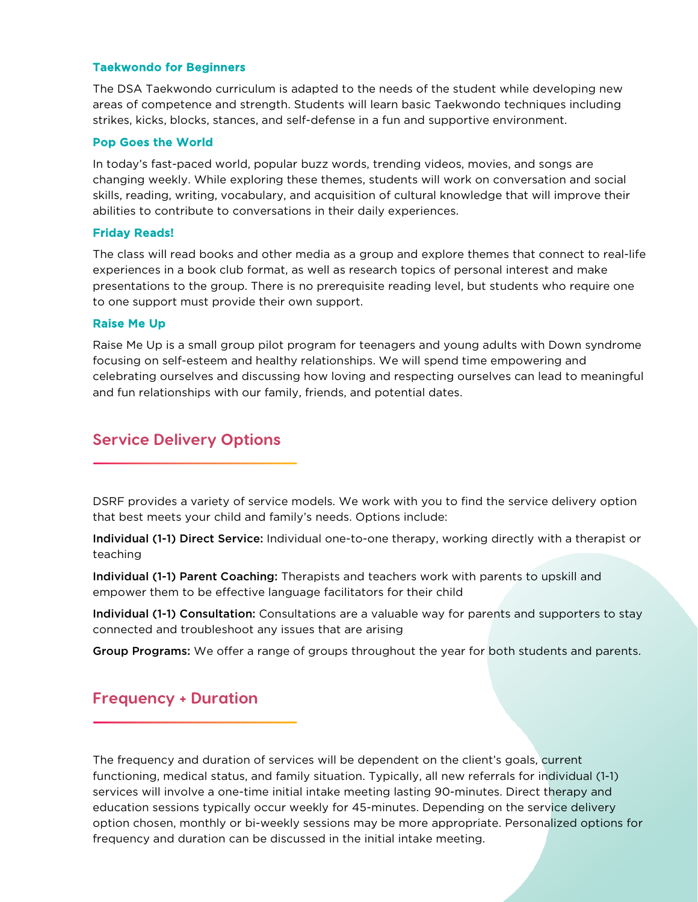### Taekwondo for Beginners

The DSA Taekwondo curriculum is adapted to the needs of the student while developing new areas of competence and strength. Students will learn basic Taekwondo techniques including strikes, kicks, blocks, stances, and self-defense in a fun and supportive environment.

### Pop Goes the World

In today's fast-paced world, popular buzz words, trending videos, movies, and songs are changing weekly. While exploring these themes, students will work on conversation and social skills, reading, writing, vocabulary, and acquisition of cultural knowledge that will improve their abilities to contribute to conversations in their daily experiences.

### Friday Reads!

The class will read books and other media as a group and explore themes that connect to real-life experiences in a book club format, as well as research topics of personal interest and make presentations to the group. There is no prerequisite reading level, but students who require one to one support must provide their own support.

### Raise Me Up

Raise Me Up is a small group pilot program for teenagers and young adults with Down syndrome focusing on self-esteem and healthy relationships. We will spend time empowering and celebrating ourselves and discussing how loving and respecting ourselves can lead to meaningful and fun relationships with our family, friends, and potential dates.

## Service Delivery Options

DSRF provides a variety of service models. We work with you to find the service delivery option that best meets your child and family's needs. Options include:

**Individual (1-1) Direct Service:** Individual one-to-one therapy, working directly with a therapist or teaching

**Individual (1-1) Parent Coaching:** Therapists and teachers work with parents to upskill and empower them to be effective language facilitators for their child

**Individual (1-1) Consultation:** Consultations are a valuable way for parents and supporters to stay connected and troubleshoot any issues that are arising

**Group Programs:** We offer a range of groups throughout the year for both students and parents.

## Frequency + Duration

The frequency and duration of services will be dependent on the client's goals, current functioning, medical status, and family situation. Typically, all new referrals for individual (1-1) services will involve a one-time initial intake meeting lasting 90-minutes. Direct therapy and education sessions typically occur weekly for 45-minutes. Depending on the service delivery option chosen, monthly or bi-weekly sessions may be more appropriate. Personalized options for frequency and duration can be discussed in the initial intake meeting.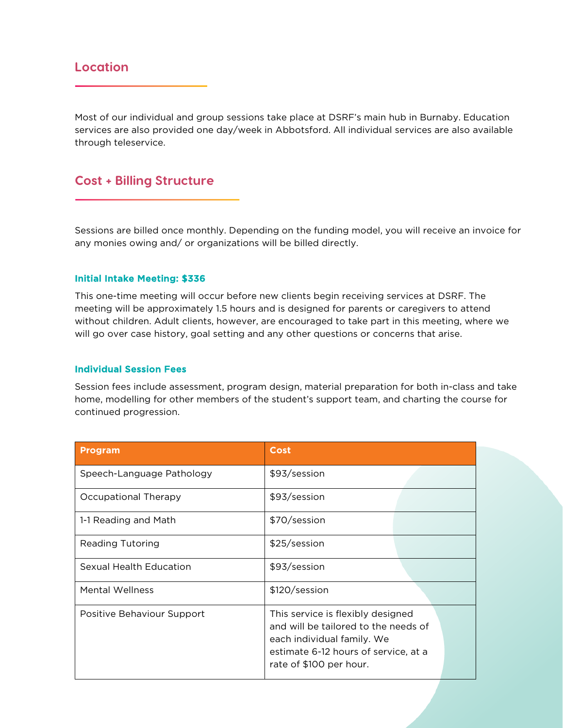## Location

Most of our individual and group sessions take place at DSRF's main hub in Burnaby. Education services are also provided one day/week in Abbotsford. All individual services are also available through teleservice.

## Cost + Billing Structure

Sessions are billed once monthly. Depending on the funding model, you will receive an invoice for any monies owing and/ or organizations will be billed directly.

### Initial Intake Meeting: $336

This one-time meeting will occur before new clients begin receiving services at DSRF. The meeting will be approximately 1.5 hours and is designed for parents or caregivers to attend without children. Adult clients, however, are encouraged to take part in this meeting, where we will go over case history, goal setting and any other questions or concerns that arise.

### Individual Session Fees

Session fees include assessment, program design, material preparation for both in-class and take home, modelling for other members of the student's support team, and charting the course for continued progression.

| Program | Cost |
|---|---|
| Speech-Language Pathology | $93/session |
| Occupational Therapy | $93/session |
| 1-1 Reading and Math | $70/session |
| Reading Tutoring | $25/session |
| Sexual Health Education | $93/session |
| Mental Wellness | $120/session |
| Positive Behaviour Support | This service is flexibly designed and will be tailored to the needs of each individual family. We estimate 6-12 hours of service, at a rate of $100 per hour. |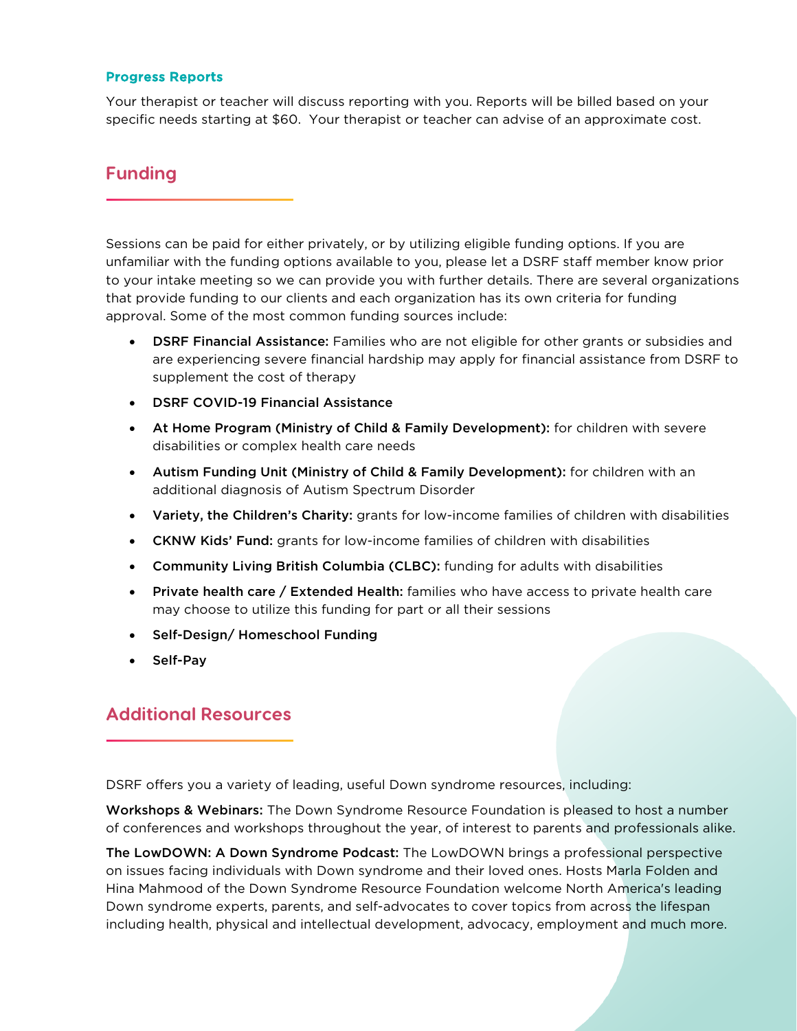### Progress Reports

Your therapist or teacher will discuss reporting with you. Reports will be billed based on your specific needs starting at $60. Your therapist or teacher can advise of an approximate cost.

## Funding

Sessions can be paid for either privately, or by utilizing eligible funding options. If you are unfamiliar with the funding options available to you, please let a DSRF staff member know prior to your intake meeting so we can provide you with further details. There are several organizations that provide funding to our clients and each organization has its own criteria for funding approval. Some of the most common funding sources include:

- **DSRF Financial Assistance:** Families who are not eligible for other grants or subsidies and are experiencing severe financial hardship may apply for financial assistance from DSRF to supplement the cost of therapy
- **DSRF COVID-19 Financial Assistance**
- **At Home Program (Ministry of Child & Family Development):** for children with severe disabilities or complex health care needs
- **Autism Funding Unit (Ministry of Child & Family Development):** for children with an additional diagnosis of Autism Spectrum Disorder
- **Variety, the Children's Charity:** grants for low-income families of children with disabilities
- **CKNW Kids' Fund:** grants for low-income families of children with disabilities
- **Community Living British Columbia (CLBC):** funding for adults with disabilities
- **Private health care / Extended Health:** families who have access to private health care may choose to utilize this funding for part or all their sessions
- **Self-Design/ Homeschool Funding**
- **Self-Pay**

## Additional Resources

DSRF offers you a variety of leading, useful Down syndrome resources, including:

**Workshops & Webinars:** The Down Syndrome Resource Foundation is pleased to host a number of conferences and workshops throughout the year, of interest to parents and professionals alike.

**The LowDOWN: A Down Syndrome Podcast:** The LowDOWN brings a professional perspective on issues facing individuals with Down syndrome and their loved ones. Hosts Marla Folden and Hina Mahmood of the Down Syndrome Resource Foundation welcome North America's leading Down syndrome experts, parents, and self-advocates to cover topics from across the lifespan including health, physical and intellectual development, advocacy, employment and much more.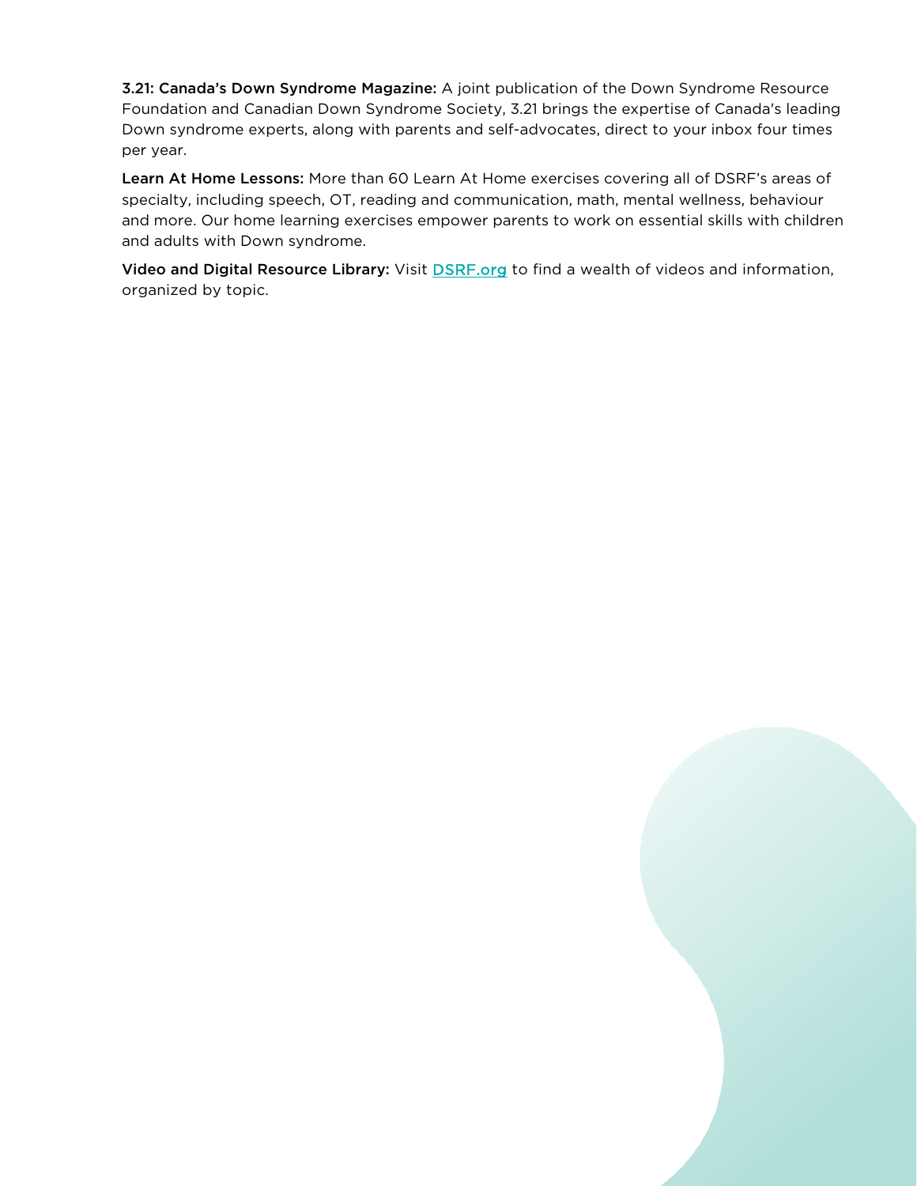**3.21: Canada's Down Syndrome Magazine:** A joint publication of the Down Syndrome Resource Foundation and Canadian Down Syndrome Society, 3.21 brings the expertise of Canada's leading Down syndrome experts, along with parents and self-advocates, direct to your inbox four times per year.

**Learn At Home Lessons:** More than 60 Learn At Home exercises covering all of DSRF's areas of specialty, including speech, OT, reading and communication, math, mental wellness, behaviour and more. Our home learning exercises empower parents to work on essential skills with children and adults with Down syndrome.

**Video and Digital Resource Library:** Visit [DSRF.org](DSRF.org) to find a wealth of videos and information, organized by topic.